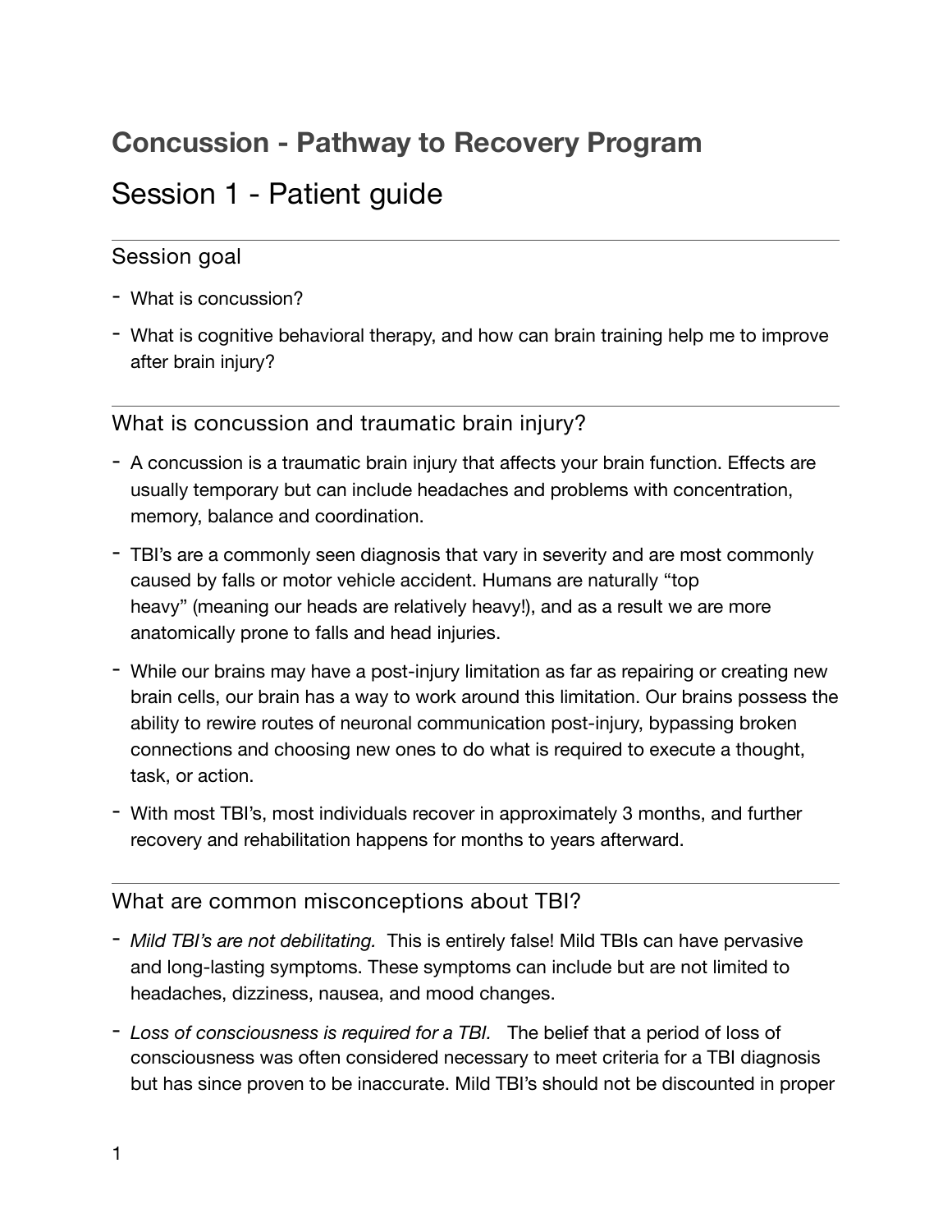# Concussion - Pathway to Recovery Program

## Session 1 - Patient guide

### Session goal

- What is concussion?
- What is cognitive behavioral therapy, and how can brain training help me to improve after brain injury?

### What is concussion and traumatic brain injury?

- A concussion is a traumatic brain injury that affects your brain function. Effects are usually temporary but can include headaches and problems with concentration, memory, balance and coordination.
- TBI's are a commonly seen diagnosis that vary in severity and are most commonly caused by falls or motor vehicle accident. Humans are naturally "top heavy" (meaning our heads are relatively heavy!), and as a result we are more anatomically prone to falls and head injuries.
- While our brains may have a post-injury limitation as far as repairing or creating new brain cells, our brain has a way to work around this limitation. Our brains possess the ability to rewire routes of neuronal communication post-injury, bypassing broken connections and choosing new ones to do what is required to execute a thought, task, or action.
- With most TBI's, most individuals recover in approximately 3 months, and further recovery and rehabilitation happens for months to years afterward.

### What are common misconceptions about TBI?

- *Mild TBI's are not debilitating.* This is entirely false! Mild TBIs can have pervasive and long-lasting symptoms. These symptoms can include but are not limited to headaches, dizziness, nausea, and mood changes.
- *Loss of consciousness is required for a TBI.* The belief that a period of loss of consciousness was often considered necessary to meet criteria for a TBI diagnosis but has since proven to be inaccurate. Mild TBI's should not be discounted in proper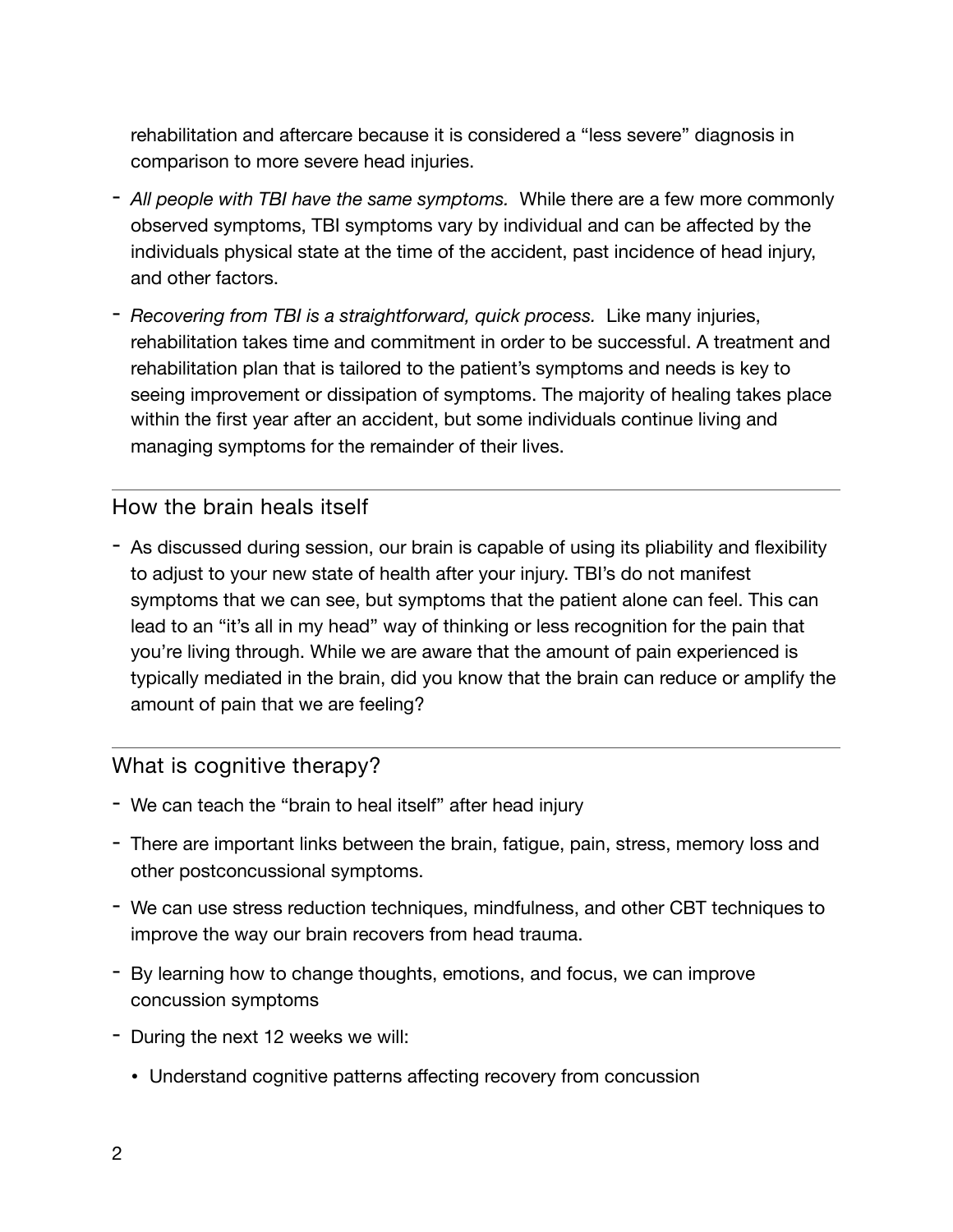rehabilitation and aftercare because it is considered a “less severe” diagnosis in comparison to more severe head injuries.

- *All people with TBI have the same symptoms.* While there are a few more commonly observed symptoms, TBI symptoms vary by individual and can be affected by the individuals physical state at the time of the accident, past incidence of head injury, and other factors.
- *Recovering from TBI is a straightforward, quick process.* Like many injuries, rehabilitation takes time and commitment in order to be successful. A treatment and rehabilitation plan that is tailored to the patient’s symptoms and needs is key to seeing improvement or dissipation of symptoms. The majority of healing takes place within the first year after an accident, but some individuals continue living and managing symptoms for the remainder of their lives.

---

## How the brain heals itself

- As discussed during session, our brain is capable of using its pliability and flexibility to adjust to your new state of health after your injury. TBI’s do not manifest symptoms that we can see, but symptoms that the patient alone can feel. This can lead to an “it’s all in my head” way of thinking or less recognition for the pain that you’re living through. While we are aware that the amount of pain experienced is typically mediated in the brain, did you know that the brain can reduce or amplify the amount of pain that we are feeling?

---

## What is cognitive therapy?

- We can teach the “brain to heal itself” after head injury
- There are important links between the brain, fatigue, pain, stress, memory loss and other postconcussional symptoms.
- We can use stress reduction techniques, mindfulness, and other CBT techniques to improve the way our brain recovers from head trauma.
- By learning how to change thoughts, emotions, and focus, we can improve concussion symptoms
- During the next 12 weeks we will:
  - Understand cognitive patterns affecting recovery from concussion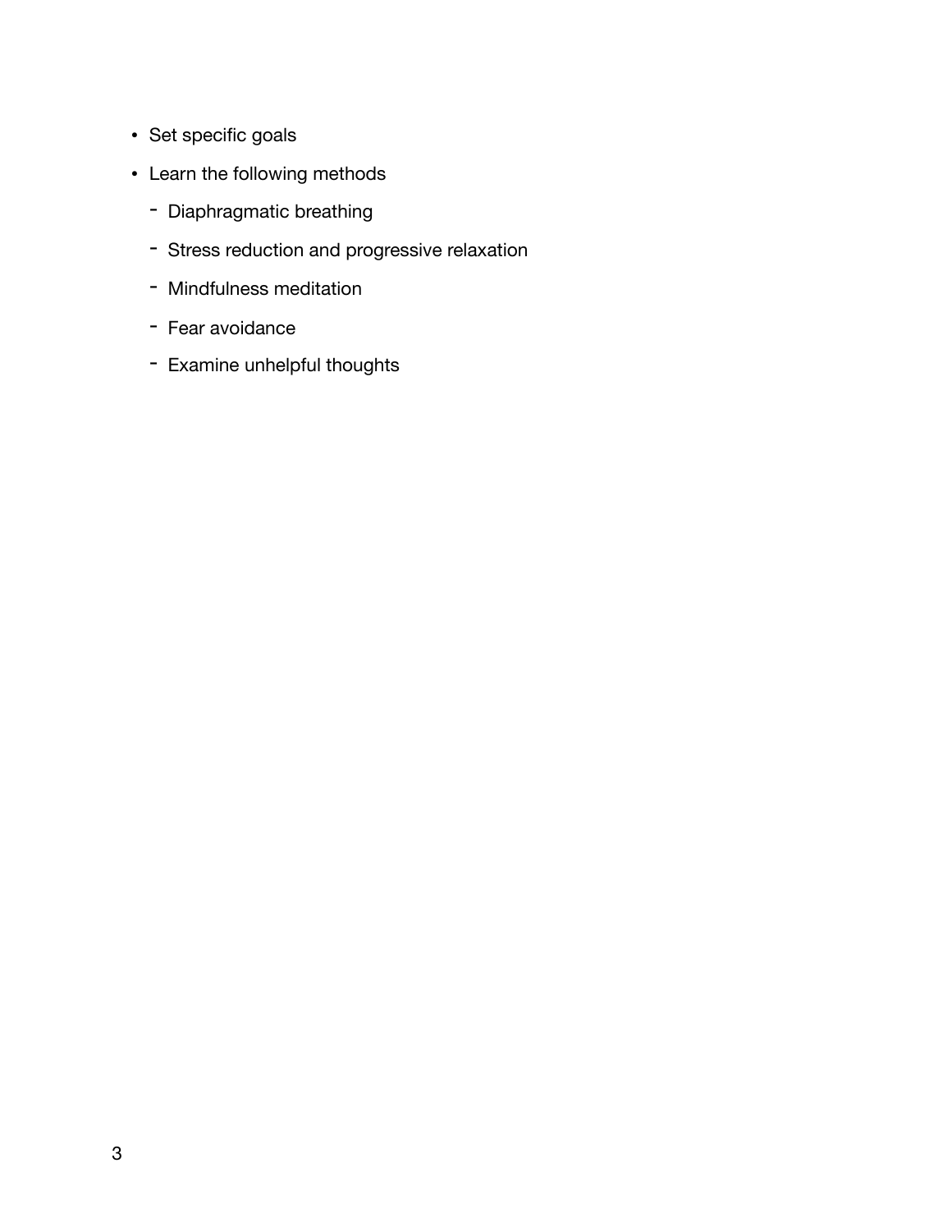- Set specific goals
- Learn the following methods
  - Diaphragmatic breathing
  - Stress reduction and progressive relaxation
  - Mindfulness meditation
  - Fear avoidance
  - Examine unhelpful thoughts